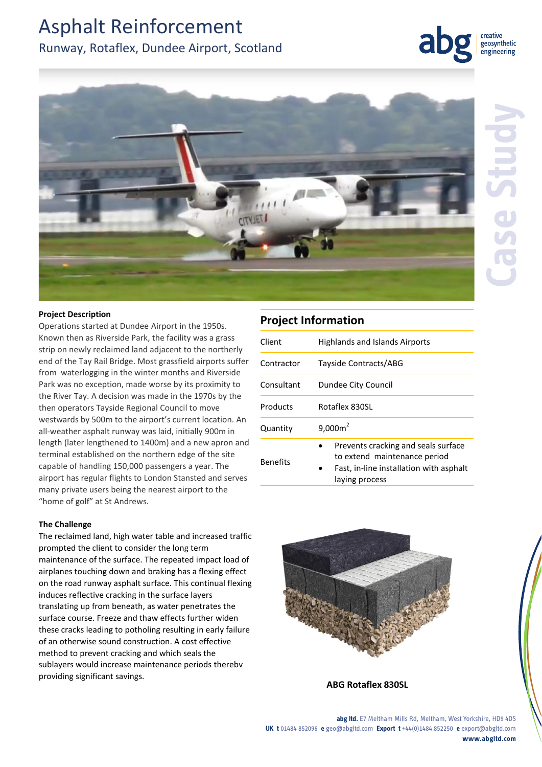# Asphalt Reinforcement

## Runway, Rotaflex, Dundee Airport, Scotland

Case Study

**Project Description**

Operations started at Dundee Airport in the 1950s. Known then as Riverside Park, the facility was a grass strip on newly reclaimed land adjacent to the northerly end of the Tay Rail Bridge. Most grassfield airports suffer from waterlogging in the winter months and Riverside Park was no exception, made worse by its proximity to the River Tay. A decision was made in the 1970s by the then operators Tayside Regional Council to move westwards by 500m to the airport's current location. An all-weather asphalt runway was laid, initially 900m in length (later lengthened to 1400m) and a new apron and terminal established on the northern edge of the site capable of handling 150,000 passengers a year. The airport has regular flights to London Stansted and serves many private users being the nearest airport to the "home of golf" at St Andrews.

**The Challenge**

The reclaimed land, high water table and increased traffic prompted the client to consider the long term maintenance of the surface. The repeated impact load of airplanes touching down and braking has a flexing effect on the road runway asphalt surface. This continual flexing induces reflective cracking in the surface layers translating up from beneath, as water penetrates the surface course. Freeze and thaw effects further widen these cracks leading to potholing resulting in early failure of an otherwise sound construction. A cost effective method to prevent cracking and which seals the sublayers would increase maintenance periods therebv providing significant savings.

## Project Information

| | |
|---|---|
| Client | Highlands and Islands Airports |
| Contractor | Tayside Contracts/ABG |
| Consultant | Dundee City Council |
| Products | Rotaflex 830SL |
| Quantity | 9,000m$^2$ |
| Benefits | • Prevents cracking and seals surface to extend maintenance period<br>• Fast, in-line installation with asphalt laying process |

**ABG Rotaflex 830SL**

**abg ltd.** E7 Meltham Mills Rd, Meltham, West Yorkshire, HD9 4DS
**UK t** 01484 852096 **e** geo@abgltd.com **Export t** +44(0)1484 852250 **e** export@abgltd.com
**www.abgltd.com**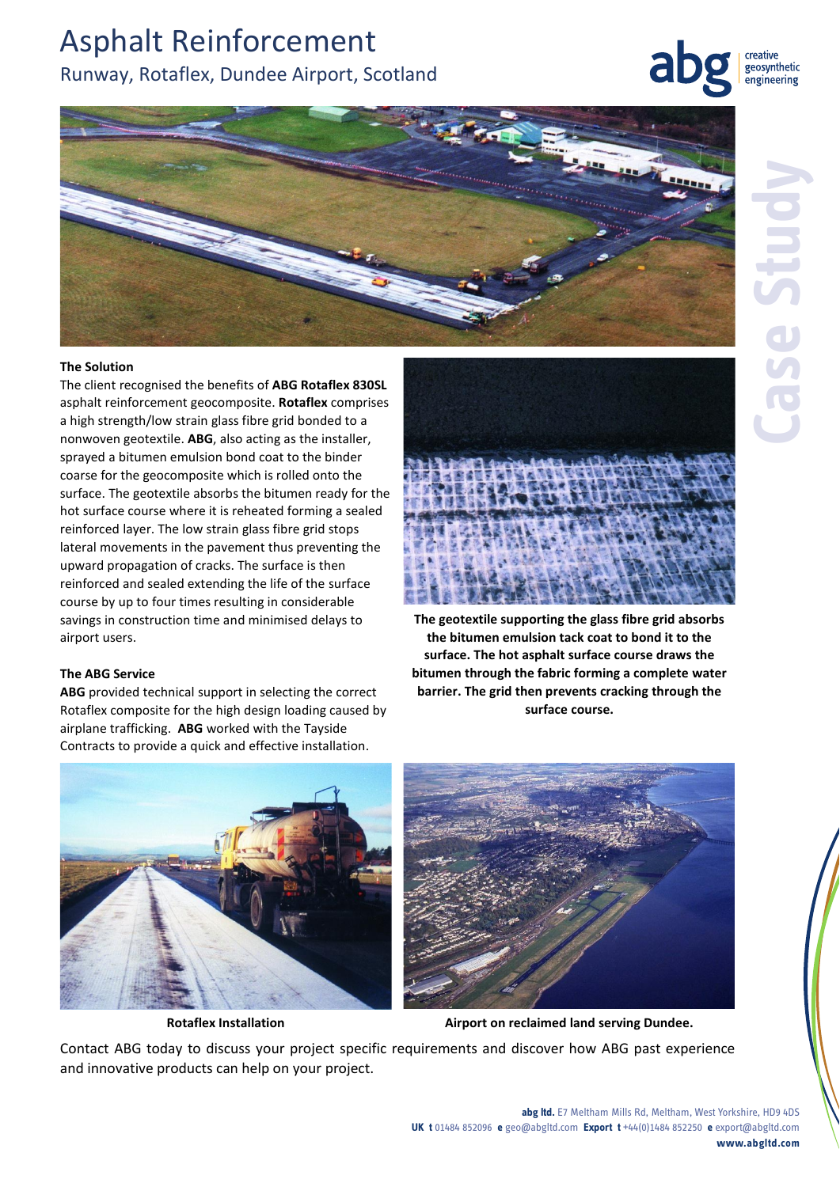# Asphalt Reinforcement

## Runway, Rotaflex, Dundee Airport, Scotland

Case Study

### The Solution

The client recognised the benefits of **ABG Rotaflex 830SL** asphalt reinforcement geocomposite. **Rotaflex** comprises a high strength/low strain glass fibre grid bonded to a nonwoven geotextile. **ABG**, also acting as the installer, sprayed a bitumen emulsion bond coat to the binder coarse for the geocomposite which is rolled onto the surface. The geotextile absorbs the bitumen ready for the hot surface course where it is reheated forming a sealed reinforced layer. The low strain glass fibre grid stops lateral movements in the pavement thus preventing the upward propagation of cracks. The surface is then reinforced and sealed extending the life of the surface course by up to four times resulting in considerable savings in construction time and minimised delays to airport users.

**The geotextile supporting the glass fibre grid absorbs the bitumen emulsion tack coat to bond it to the surface. The hot asphalt surface course draws the bitumen through the fabric forming a complete water barrier. The grid then prevents cracking through the surface course.**

### The ABG Service

**ABG** provided technical support in selecting the correct Rotaflex composite for the high design loading caused by airplane trafficking. **ABG** worked with the Tayside Contracts to provide a quick and effective installation.

**Rotaflex Installation**

**Airport on reclaimed land serving Dundee.**

Contact ABG today to discuss your project specific requirements and discover how ABG past experience and innovative products can help on your project.

**abg ltd.** E7 Meltham Mills Rd, Meltham, West Yorkshire, HD9 4DS
**UK t** 01484 852096 **e** geo@abgltd.com **Export t** +44(0)1484 852250 **e** export@abgltd.com
**www.abgltd.com**